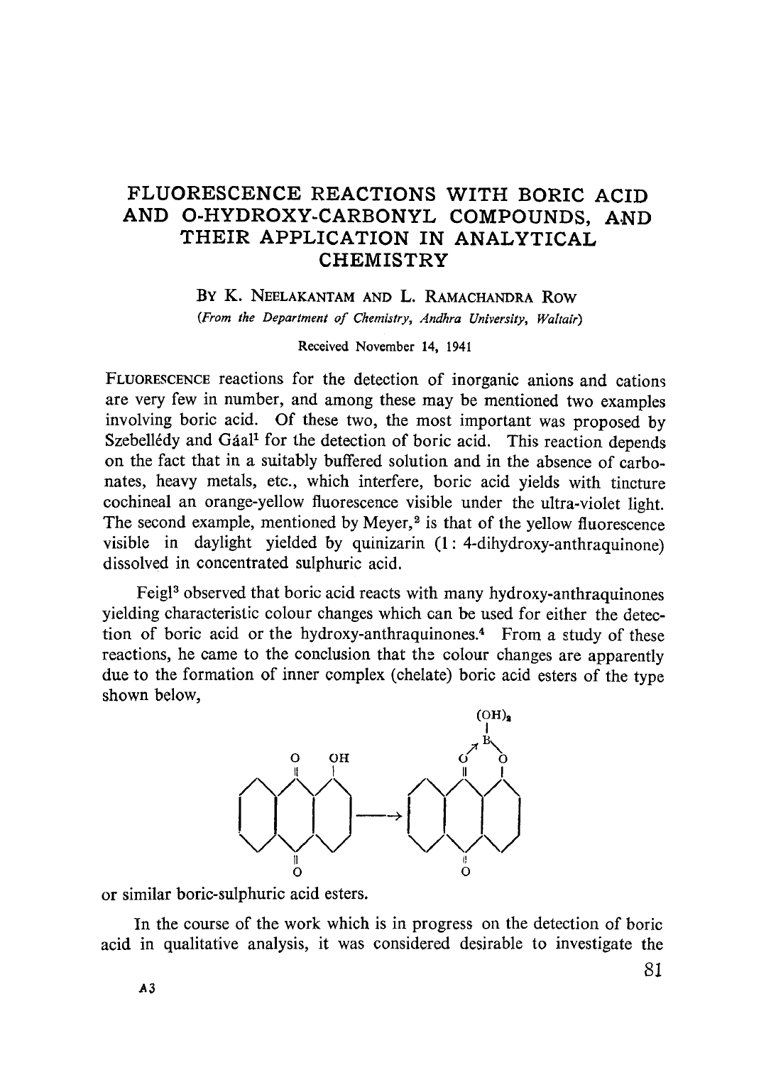# FLUORESCENCE REACTIONS WITH BORIC ACID AND O-HYDROXY-CARBONYL COMPOUNDS, AND THEIR APPLICATION IN ANALYTICAL CHEMISTRY

By K. Neelakantam and L. Ramachandra Row

*(From the Department of Chemistry, Andhra University, Waltair)*

Received November 14, 1941

Fluorescence reactions for the detection of inorganic anions and cations are very few in number, and among these may be mentioned two examples involving boric acid. Of these two, the most important was proposed by Szebellédy and Gáal[1] for the detection of boric acid. This reaction depends on the fact that in a suitably buffered solution and in the absence of carbonates, heavy metals, etc., which interfere, boric acid yields with tincture cochineal an orange-yellow fluorescence visible under the ultra-violet light. The second example, mentioned by Meyer,[2] is that of the yellow fluorescence visible in daylight yielded by quinizarin (1 : 4-dihydroxy-anthraquinone) dissolved in concentrated sulphuric acid.

Feigl[3] observed that boric acid reacts with many hydroxy-anthraquinones yielding characteristic colour changes which can be used for either the detection of boric acid or the hydroxy-anthraquinones.[4] From a study of these reactions, he came to the conclusion that the colour changes are apparently due to the formation of inner complex (chelate) boric acid esters of the type shown below,

or similar boric-sulphuric acid esters.

In the course of the work which is in progress on the detection of boric acid in qualitative analysis, it was considered desirable to investigate the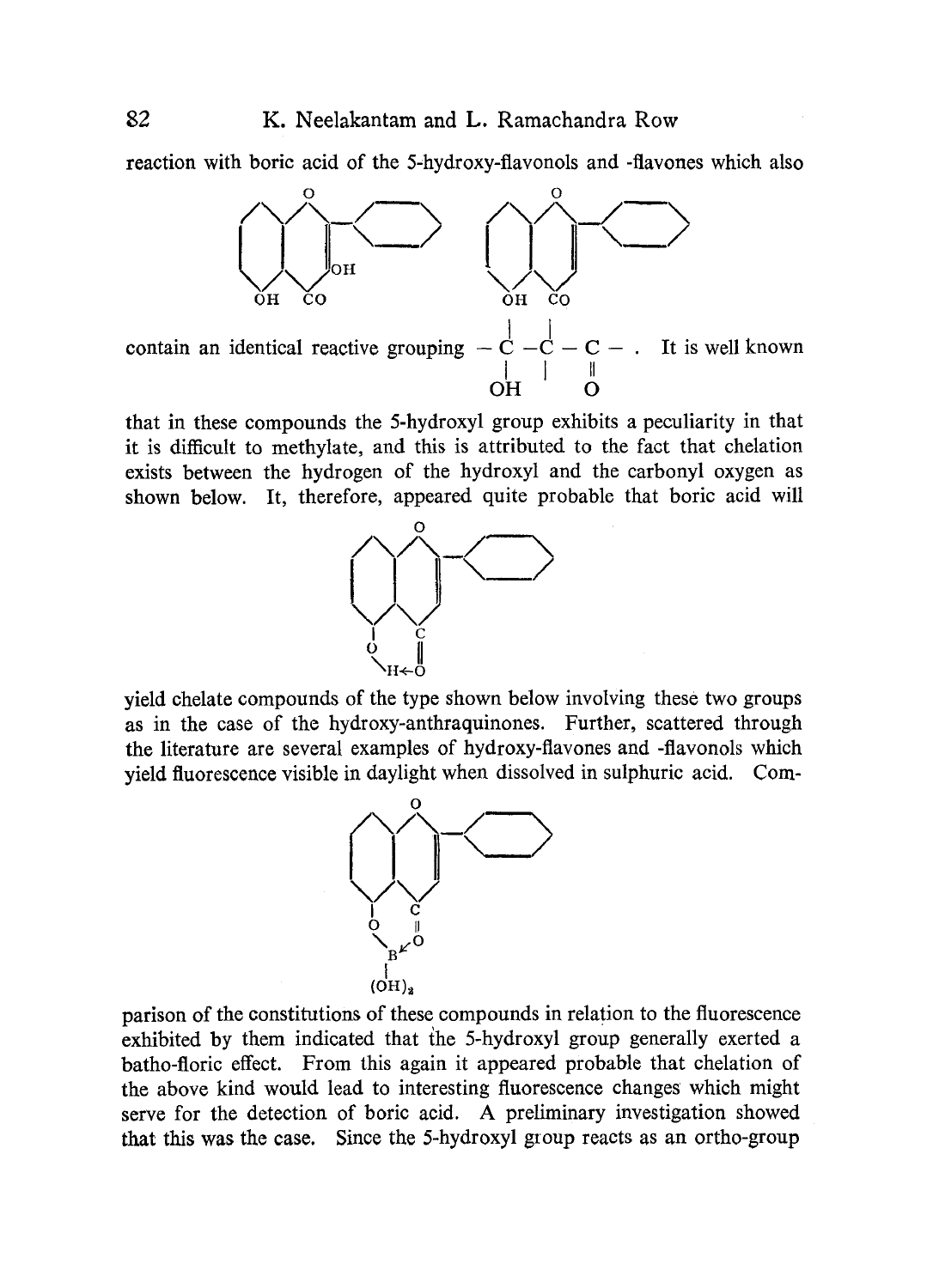reaction with boric acid of the 5-hydroxy-flavonols and -flavones which also contain an identical reactive grouping

$$-\underset{\text{OH}}{\overset{|}{\underset{|}{\text{C}}}}-\overset{|}{\underset{|}{\text{C}}}-\underset{\text{O}}{\underset{\|}{\text{C}}}-$$

It is well known that in these compounds the 5-hydroxyl group exhibits a peculiarity in that it is difficult to methylate, and this is attributed to the fact that chelation exists between the hydrogen of the hydroxyl and the carbonyl oxygen as shown below. It, therefore, appeared quite probable that boric acid will yield chelate compounds of the type shown below involving these two groups as in the case of the hydroxy-anthraquinones. Further, scattered through the literature are several examples of hydroxy-flavones and -flavonols which yield fluorescence visible in daylight when dissolved in sulphuric acid. Comparison of the constitutions of these compounds in relation to the fluorescence exhibited by them indicated that the 5-hydroxyl group generally exerted a batho-floric effect. From this again it appeared probable that chelation of the above kind would lead to interesting fluorescence changes which might serve for the detection of boric acid. A preliminary investigation showed that this was the case. Since the 5-hydroxyl group reacts as an ortho-group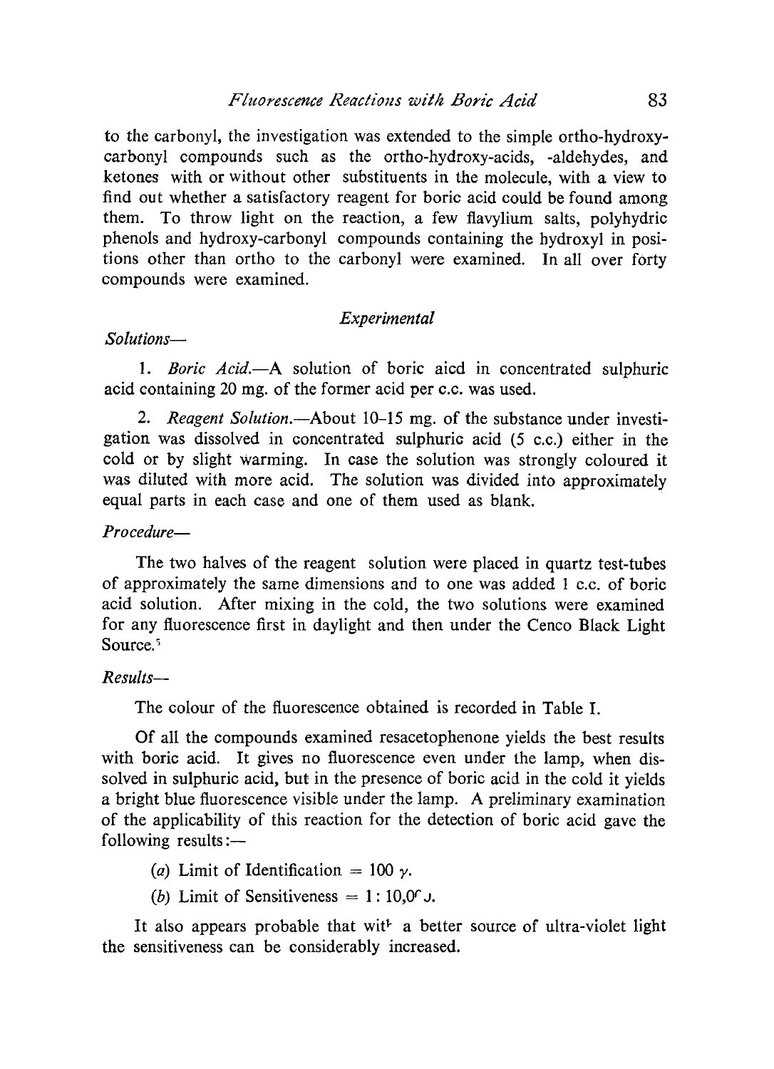to the carbonyl, the investigation was extended to the simple ortho-hydroxy-carbonyl compounds such as the ortho-hydroxy-acids, -aldehydes, and ketones with or without other substituents in the molecule, with a view to find out whether a satisfactory reagent for boric acid could be found among them. To throw light on the reaction, a few flavylium salts, polyhydric phenols and hydroxy-carbonyl compounds containing the hydroxyl in positions other than ortho to the carbonyl were examined. In all over forty compounds were examined.

## *Experimental*

### *Solutions—*

1. *Boric Acid.*—A solution of boric aicd in concentrated sulphuric acid containing 20 mg. of the former acid per c.c. was used.

2. *Reagent Solution.*—About 10–15 mg. of the substance under investigation was dissolved in concentrated sulphuric acid (5 c.c.) either in the cold or by slight warming. In case the solution was strongly coloured it was diluted with more acid. The solution was divided into approximately equal parts in each case and one of them used as blank.

### *Procedure—*

The two halves of the reagent solution were placed in quartz test-tubes of approximately the same dimensions and to one was added 1 c.c. of boric acid solution. After mixing in the cold, the two solutions were examined for any fluorescence first in daylight and then under the Cenco Black Light Source.[5]

### *Results—*

The colour of the fluorescence obtained is recorded in Table I.

Of all the compounds examined resacetophenone yields the best results with boric acid. It gives no fluorescence even under the lamp, when dissolved in sulphuric acid, but in the presence of boric acid in the cold it yields a bright blue fluorescence visible under the lamp. A preliminary examination of the applicability of this reaction for the detection of boric acid gave the following results:—

(*a*) Limit of Identification = 100 $\gamma$.

(*b*) Limit of Sensitiveness = 1 : 10,0ʳ J.

It also appears probable that witᵏ a better source of ultra-violet light the sensitiveness can be considerably increased.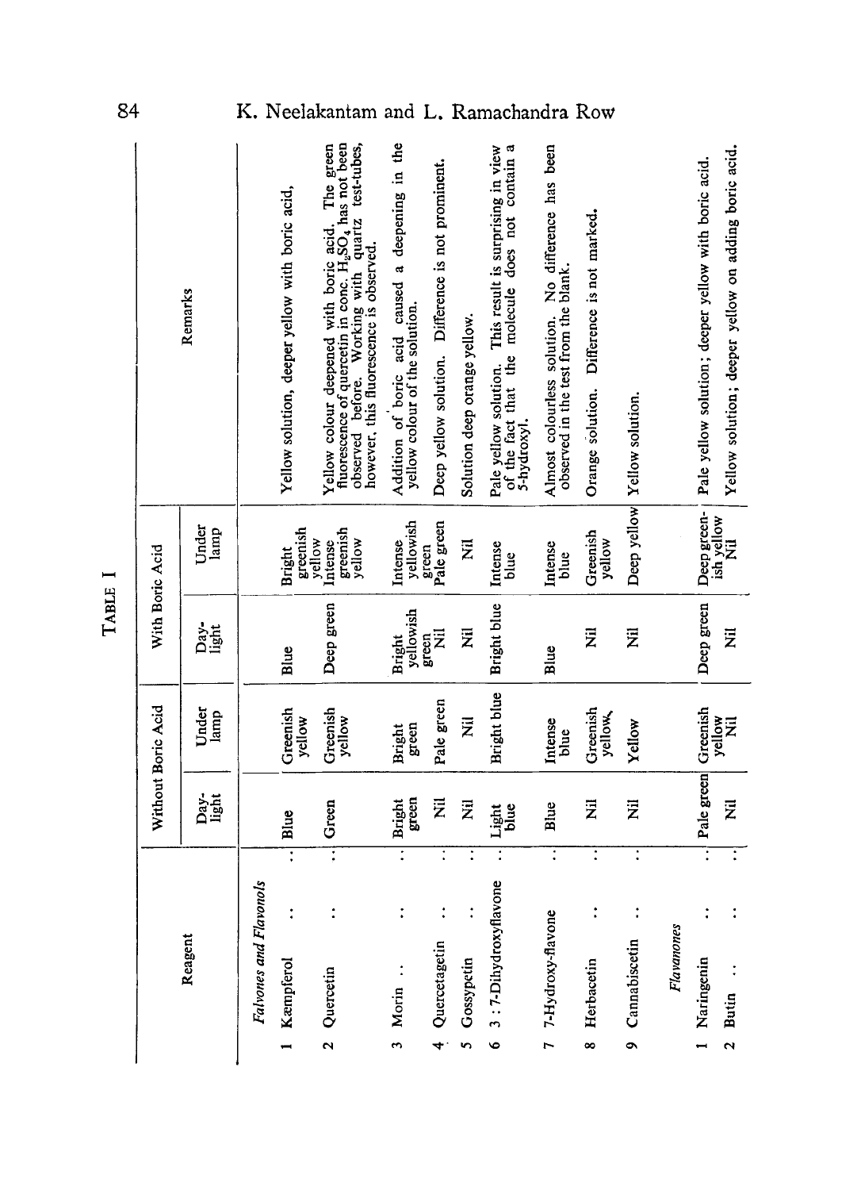TABLE I

| Reagent | Without Boric Acid | | With Boric Acid | | Remarks |
|---|---|---|---|---|---|
| | Day-light | Under lamp | Day-light | Under lamp | |
| *Falvones and Flavonols* | | | | | |
| 1 Kæmpferol .. .. | Blue | Greenish yellow | Blue | Bright greenish yellow | Yellow solution, deeper yellow with boric acid. |
| 2 Quercetin .. .. | Green | Greenish yellow | Deep green | Intense greenish yellow | Yellow colour deepened with boric acid. The green fluorescence of quercetin in conc. $H_2SO_4$ has not been observed before. Working with quartz test-tubes, however, this fluorescence is observed. |
| 3 Morin .. .. | Bright green | Bright green | Bright yellowish green | Intense yellowish green | Addition of boric acid caused a deepening in the yellow colour of the solution. |
| 4 Quercetagetin .. | Nil | Pale green | Nil | Pale green | Deep yellow solution. Difference is not prominent. |
| 5 Gossypetin .. .. | Nil | Nil | Nil | Nil | Solution deep orange yellow. |
| 6 3 : 7-Dihydroxyflavone .. | Light blue | Bright blue | Bright blue | Intense blue | Pale yellow solution. This result is surprising in view of the fact that the molecule does not contain a 5-hydroxyl. |
| 7 7-Hydroxy-flavone .. | Blue | Intense blue | Blue | Intense blue | Almost colourless solution. No difference has been observed in the test from the blank. |
| 8 Herbacetin .. .. | Nil | Greenish yellow, | Nil | Greenish yellow | Orange solution. Difference is not marked. |
| 9 Cannabiscetin .. .. | Nil | Yellow | Nil | Deep yellow | Yellow solution. |
| *Flavanones* | | | | | |
| 1 Naringenin .. .. | Pale green | Greenish yellow | Deep green | Deep greenish yellow | Pale yellow solution; deeper yellow with boric acid. |
| 2 Butin .. .. | Nil | Nil | Nil | Nil | Yellow solution; deeper yellow on adding boric acid. |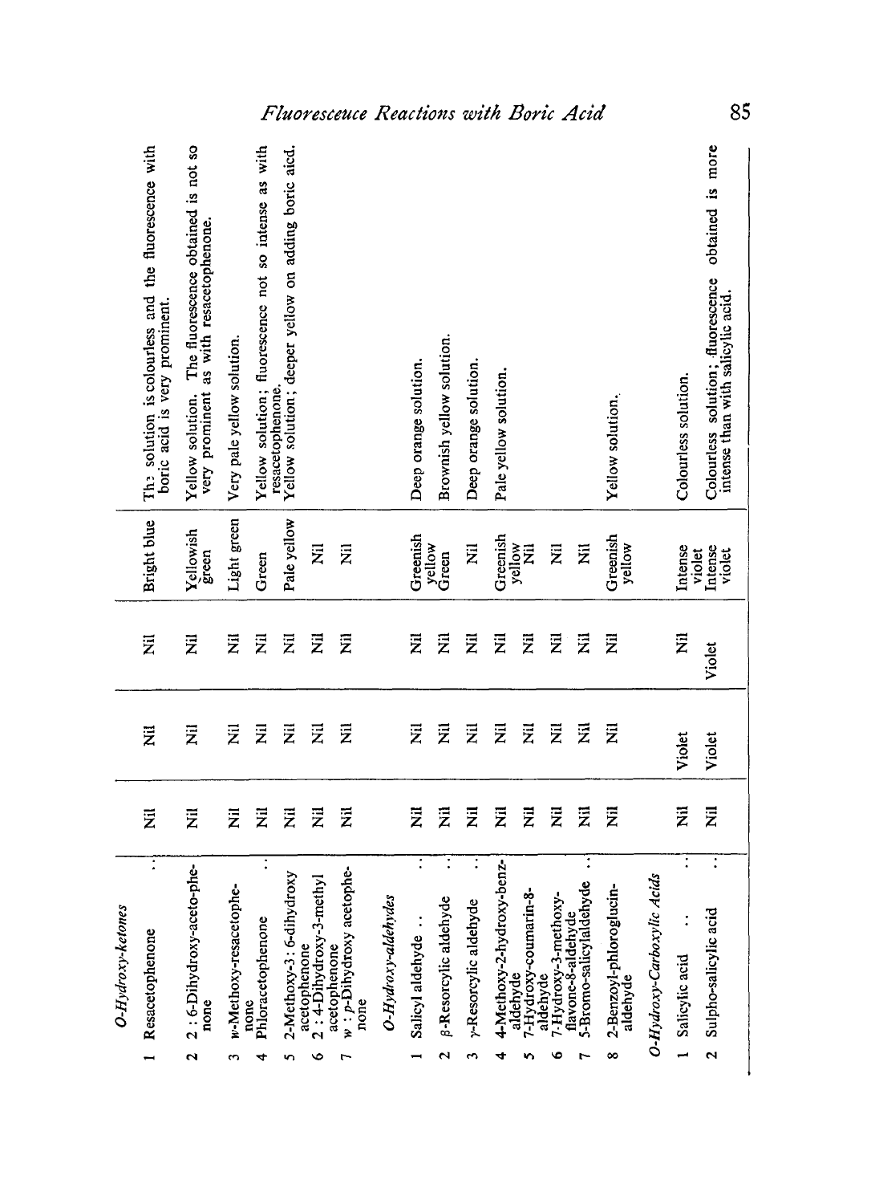| | | | | | | |
|---|---|---|---|---|---|---|
| | *O-Hydroxy-ketones* | | | | | |
| 1 | Resacetophenone .. | Nil | Nil | Nil | Bright blue | The solution is colourless and the fluorescence with boric acid is very prominent. |
| 2 | 2 : 6-Dihydroxy-acetophenone | Nil | Nil | Nil | Yellowish green | Yellow solution. The fluorescence obtained is not so very prominent as with resacetophenone. |
| 3 | w-Methoxy-resacetophenone | Nil | Nil | Nil | Light green | Very pale yellow solution. |
| 4 | Phloracetophenone .. | Nil | Nil | Nil | Green | Yellow solution; fluorescence not so intense as with resacetophenone. |
| 5 | 2-Methoxy-3 : 6-dihydroxy acetophenone | Nil | Nil | Nil | Pale yellow | Yellow solution; deeper yellow on adding boric aicd. |
| 6 | 2 : 4-Dihydroxy-3-methyl acetophenone | Nil | Nil | Nil | Nil | |
| 7 | w : p-Dihydroxy acetophenone | Nil | Nil | Nil | Nil | |
| | *O-Hydroxy-aldehydes* | | | | | |
| 1 | Salicyl aldehyde .. .. | Nil | Nil | Nil | Greenish yellow | Deep orange solution. |
| 2 | β-Resorcylic aldehyde .. | Nil | Nil | Nil | Green | Brownish yellow solution. |
| 3 | γ-Resorcylic aldehyde .. | Nil | Nil | Nil | Nil | Deep orange solution. |
| 4 | 4-Methoxy-2-hydroxy-benzaldehyde | Nil | Nil | Nil | Greenish yellow | Pale yellow solution. |
| 5 | 7-Hydroxy-coumarin-8-aldehyde | Nil | Nil | Nil | Nil | |
| 6 | 7-Hydroxy-3-methoxy-flavone-8-aldehyde | Nil | Nil | Nil | Nil | |
| 7 | 5-Bromo-salicylaldehyde .. | Nil | Nil | Nil | Nil | |
| 8 | 2-Benzoyl-phloroglucin-aldehyde | Nil | Nil | Nil | Greenish yellow | Yellow solution. |
| | *O-Hydroxy-Carboxylic Acids* | | | | | |
| 1 | Salicylic acid .. .. | Nil | Violet | Nil | Intense violet | Colourless solution. |
| 2 | Sulpho-salicylic acid .. | Nil | Violet | Violet | Intense violet | Colourless solution; fluorescence obtained is more intense than with salicylic acid. |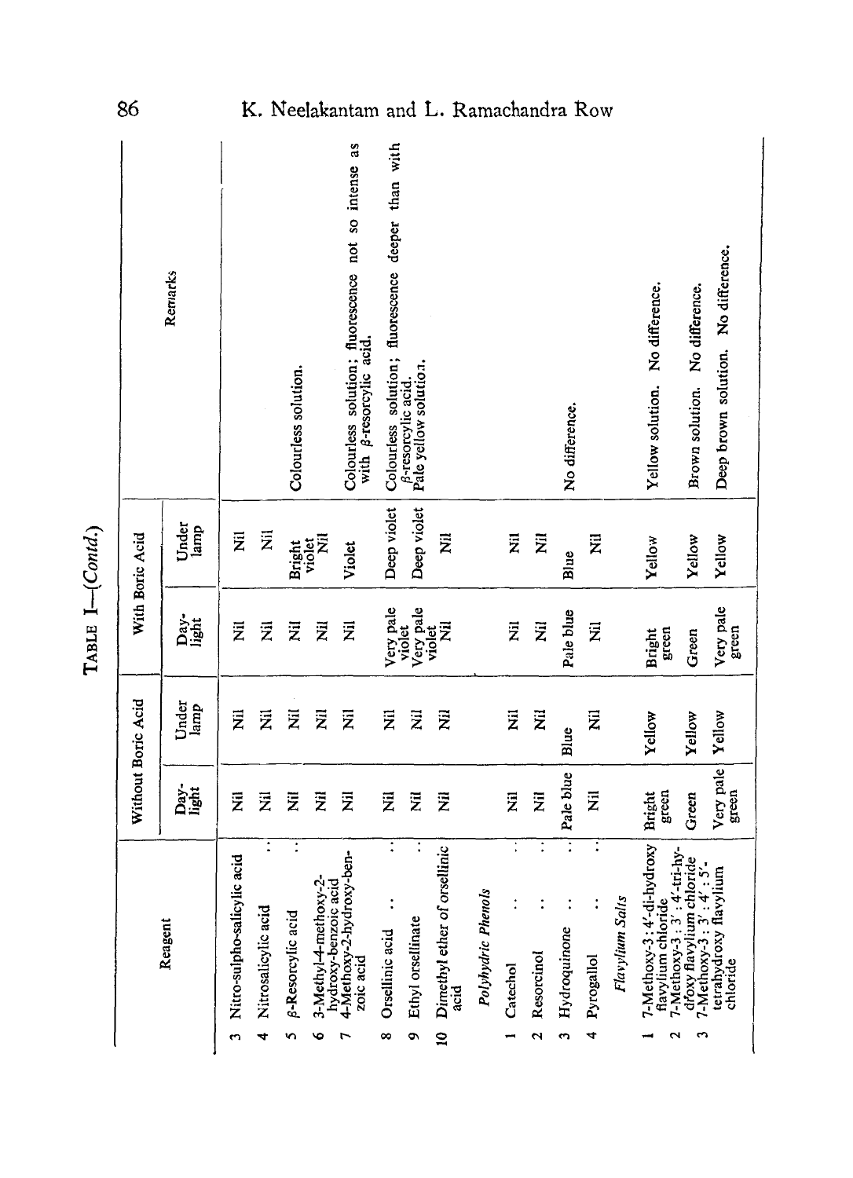TABLE I—(*Contd.*)

| | Reagent | Without Boric Acid | | With Boric Acid | | Remarks |
|---|---|---|---|---|---|---|
| | | Day-light | Under lamp | Day-light | Under lamp | |
| 3 | Nitro-sulpho-salicylic acid | Nil | Nil | Nil | Nil | |
| 4 | Nitrosalicylic acid .. | Nil | Nil | Nil | Nil | |
| 5 | β-Resorcylic acid .. | Nil | Nil | Nil | Bright violet | Colourless solution. |
| 6 | 3-Methyl-4-methoxy-2-hydroxy-benzoic acid | Nil | Nil | Nil | Nil | |
| 7 | 4-Methoxy-2-hydroxy-benzoic acid | Nil | Nil | Nil | Violet | Colourless solution; fluorescence not so intense as with β-resorcylic acid. |
| 8 | Orsellinic acid .. .. | Nil | Nil | Very pale violet | Deep violet | Colourless solution; fluorescence deeper than with β-resorcylic acid. |
| 9 | Ethyl orsellinate .. | Nil | Nil | Very pale violet | Deep violet | Pale yellow solution. |
| 10 | Dimethyl ether of orsellinic acid | Nil | Nil | Nil | Nil | |
| | *Polyhydric Phenols* | | | | | |
| 1 | Catechol .. .. | Nil | Nil | Nil | Nil | |
| 2 | Resorcinol .. .. | Nil | Nil | Nil | Nil | |
| 3 | Hydroquinone .. .. | Pale blue | Blue | Pale blue | Blue | No difference. |
| 4 | Pyrogallol .. .. | Nil | Nil | Nil | Nil | |
| | *Flavylium Salts* | | | | | |
| 1 | 7-Methoxy-3 : 4'-di-hydroxy flavylium chloride | Bright green | Yellow | Bright green | Yellow | Yellow solution. No difference. |
| 2 | 7-Methoxy-3 : 3' : 4'-tri-hydroxy flavylium chloride | Green | Yellow | Green | Yellow | Brown solution. No difference. |
| 3 | 7-Methoxy-3 : 3' : 4' : 5'-tetrahydroxy flavylium chloride | Very pale green | Yellow | Very pale green | Yellow | Deep brown solution. No difference. |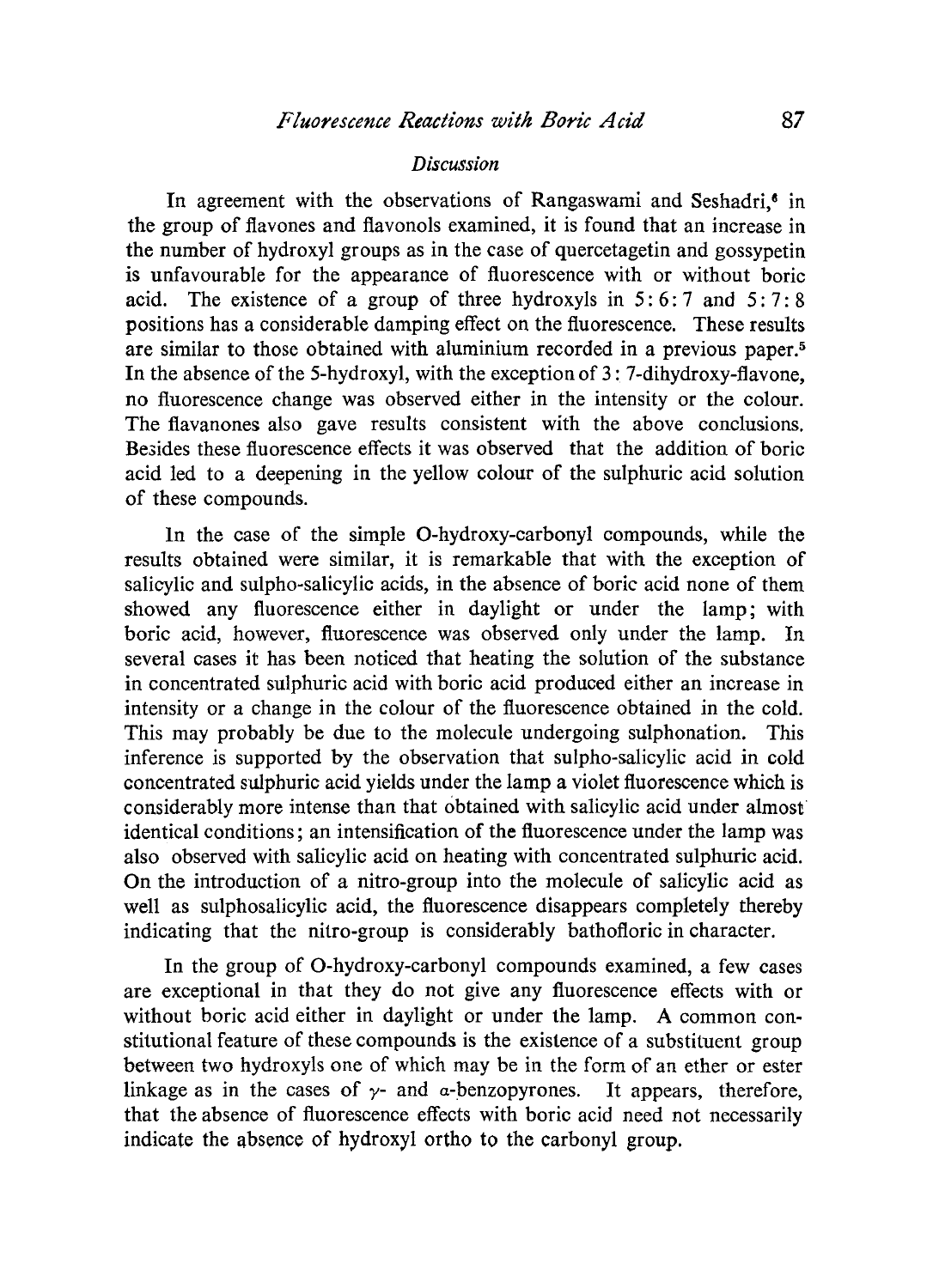## *Discussion*

In agreement with the observations of Rangaswami and Seshadri,[6] in the group of flavones and flavonols examined, it is found that an increase in the number of hydroxyl groups as in the case of quercetagetin and gossypetin is unfavourable for the appearance of fluorescence with or without boric acid. The existence of a group of three hydroxyls in 5 : 6 : 7 and 5 : 7 : 8 positions has a considerable damping effect on the fluorescence. These results are similar to those obtained with aluminium recorded in a previous paper.[5] In the absence of the 5-hydroxyl, with the exception of 3 : 7-dihydroxy-flavone, no fluorescence change was observed either in the intensity or the colour. The flavanones also gave results consistent with the above conclusions. Besides these fluorescence effects it was observed that the addition of boric acid led to a deepening in the yellow colour of the sulphuric acid solution of these compounds.

In the case of the simple O-hydroxy-carbonyl compounds, while the results obtained were similar, it is remarkable that with the exception of salicylic and sulpho-salicylic acids, in the absence of boric acid none of them showed any fluorescence either in daylight or under the lamp; with boric acid, however, fluorescence was observed only under the lamp. In several cases it has been noticed that heating the solution of the substance in concentrated sulphuric acid with boric acid produced either an increase in intensity or a change in the colour of the fluorescence obtained in the cold. This may probably be due to the molecule undergoing sulphonation. This inference is supported by the observation that sulpho-salicylic acid in cold concentrated sulphuric acid yields under the lamp a violet fluorescence which is considerably more intense than that obtained with salicylic acid under almost identical conditions; an intensification of the fluorescence under the lamp was also observed with salicylic acid on heating with concentrated sulphuric acid. On the introduction of a nitro-group into the molecule of salicylic acid as well as sulphosalicylic acid, the fluorescence disappears completely thereby indicating that the nitro-group is considerably bathofloric in character.

In the group of O-hydroxy-carbonyl compounds examined, a few cases are exceptional in that they do not give any fluorescence effects with or without boric acid either in daylight or under the lamp. A common constitutional feature of these compounds is the existence of a substituent group between two hydroxyls one of which may be in the form of an ether or ester linkage as in the cases of $\gamma$- and $\alpha$-benzopyrones. It appears, therefore, that the absence of fluorescence effects with boric acid need not necessarily indicate the absence of hydroxyl ortho to the carbonyl group.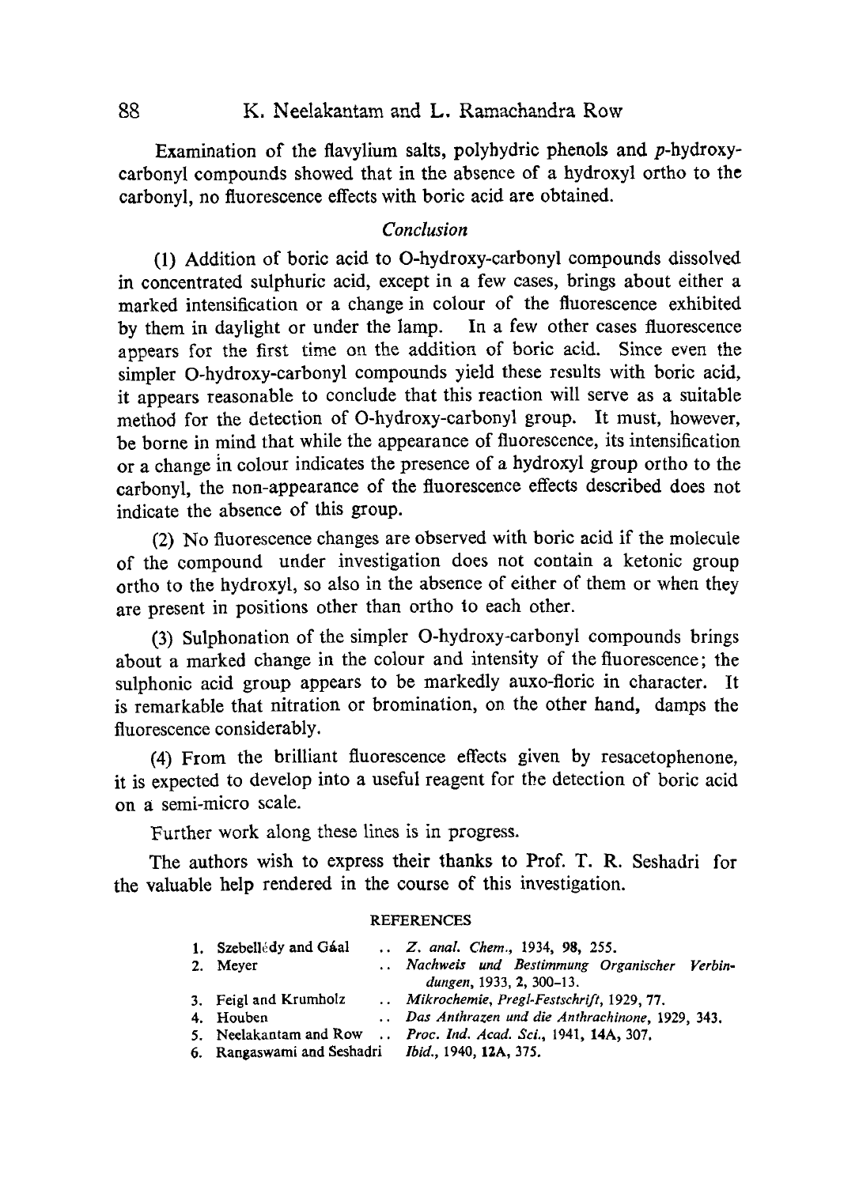Examination of the flavylium salts, polyhydric phenols and *p*-hydroxy-carbonyl compounds showed that in the absence of a hydroxyl ortho to the carbonyl, no fluorescence effects with boric acid are obtained.

## *Conclusion*

(1) Addition of boric acid to O-hydroxy-carbonyl compounds dissolved in concentrated sulphuric acid, except in a few cases, brings about either a marked intensification or a change in colour of the fluorescence exhibited by them in daylight or under the lamp. In a few other cases fluorescence appears for the first time on the addition of boric acid. Since even the simpler O-hydroxy-carbonyl compounds yield these results with boric acid, it appears reasonable to conclude that this reaction will serve as a suitable method for the detection of O-hydroxy-carbonyl group. It must, however, be borne in mind that while the appearance of fluorescence, its intensification or a change in colour indicates the presence of a hydroxyl group ortho to the carbonyl, the non-appearance of the fluorescence effects described does not indicate the absence of this group.

(2) No fluorescence changes are observed with boric acid if the molecule of the compound under investigation does not contain a ketonic group ortho to the hydroxyl, so also in the absence of either of them or when they are present in positions other than ortho to each other.

(3) Sulphonation of the simpler O-hydroxy-carbonyl compounds brings about a marked change in the colour and intensity of the fluorescence; the sulphonic acid group appears to be markedly auxo-floric in character. It is remarkable that nitration or bromination, on the other hand, damps the fluorescence considerably.

(4) From the brilliant fluorescence effects given by resacetophenone, it is expected to develop into a useful reagent for the detection of boric acid on a semi-micro scale.

Further work along these lines is in progress.

The authors wish to express their thanks to Prof. T. R. Seshadri for the valuable help rendered in the course of this investigation.

### REFERENCES

1. Szebellédy and Gáal .. *Z. anal. Chem.*, 1934, **98**, 255.
2. Meyer .. *Nachweis und Bestimmung Organischer Verbindungen*, 1933, 2, 300–13.
3. Feigl and Krumholz .. *Mikrochemie, Pregl-Festschrift*, 1929, 77.
4. Houben .. *Das Anthrazen und die Anthrachinone*, 1929, 343.
5. Neelakantam and Row .. *Proc. Ind. Acad. Sci.*, 1941, **14A**, 307.
6. Rangaswami and Seshadri *Ibid.*, 1940, **12A**, 375.